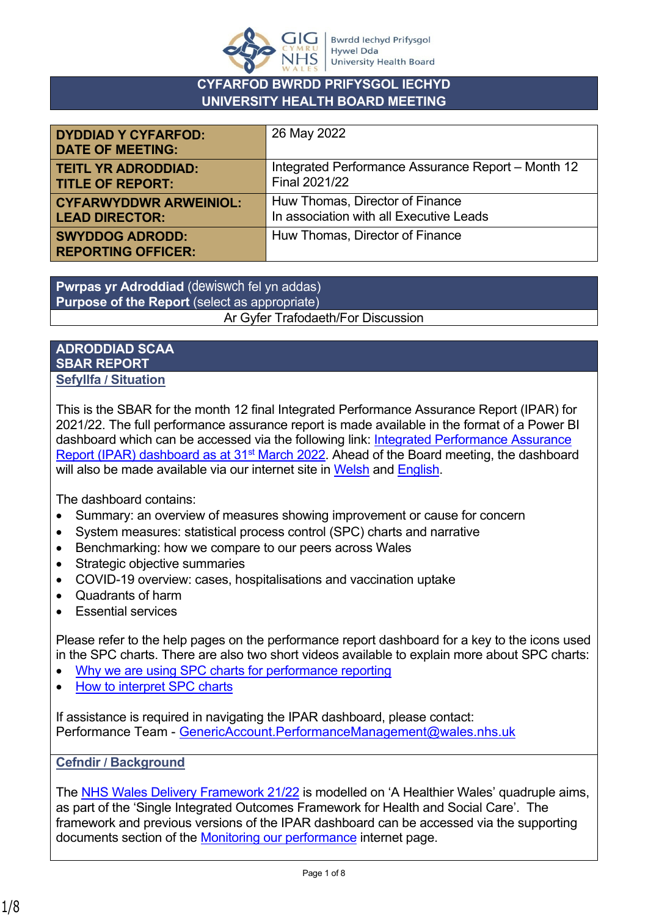# CYFARFOD BWRDD PRIFYSGOL IECHYD
# UNIVERSITY HEALTH BOARD MEETING

| | |
|---|---|
| **DYDDIAD Y CYFARFOD: DATE OF MEETING:** | 26 May 2022 |
| **TEITL YR ADRODDIAD: TITLE OF REPORT:** | Integrated Performance Assurance Report – Month 12 Final 2021/22 |
| **CYFARWYDDWR ARWEINIOL: LEAD DIRECTOR:** | Huw Thomas, Director of Finance<br>In association with all Executive Leads |
| **SWYDDOG ADRODD: REPORTING OFFICER:** | Huw Thomas, Director of Finance |

**Pwrpas yr Adroddiad** (dewiswch fel yn addas)
**Purpose of the Report** (select as appropriate)

Ar Gyfer Trafodaeth/For Discussion

## ADRODDIAD SCAA
## SBAR REPORT

### Sefyllfa / Situation

This is the SBAR for the month 12 final Integrated Performance Assurance Report (IPAR) for 2021/22. The full performance assurance report is made available in the format of a Power BI dashboard which can be accessed via the following link: Integrated Performance Assurance Report (IPAR) dashboard as at 31st March 2022. Ahead of the Board meeting, the dashboard will also be made available via our internet site in Welsh and English.

The dashboard contains:

- Summary: an overview of measures showing improvement or cause for concern
- System measures: statistical process control (SPC) charts and narrative
- Benchmarking: how we compare to our peers across Wales
- Strategic objective summaries
- COVID-19 overview: cases, hospitalisations and vaccination uptake
- Quadrants of harm
- Essential services

Please refer to the help pages on the performance report dashboard for a key to the icons used in the SPC charts. There are also two short videos available to explain more about SPC charts:

- Why we are using SPC charts for performance reporting
- How to interpret SPC charts

If assistance is required in navigating the IPAR dashboard, please contact:
Performance Team - GenericAccount.PerformanceManagement@wales.nhs.uk

### Cefndir / Background

The NHS Wales Delivery Framework 21/22 is modelled on 'A Healthier Wales' quadruple aims, as part of the 'Single Integrated Outcomes Framework for Health and Social Care'. The framework and previous versions of the IPAR dashboard can be accessed via the supporting documents section of the Monitoring our performance internet page.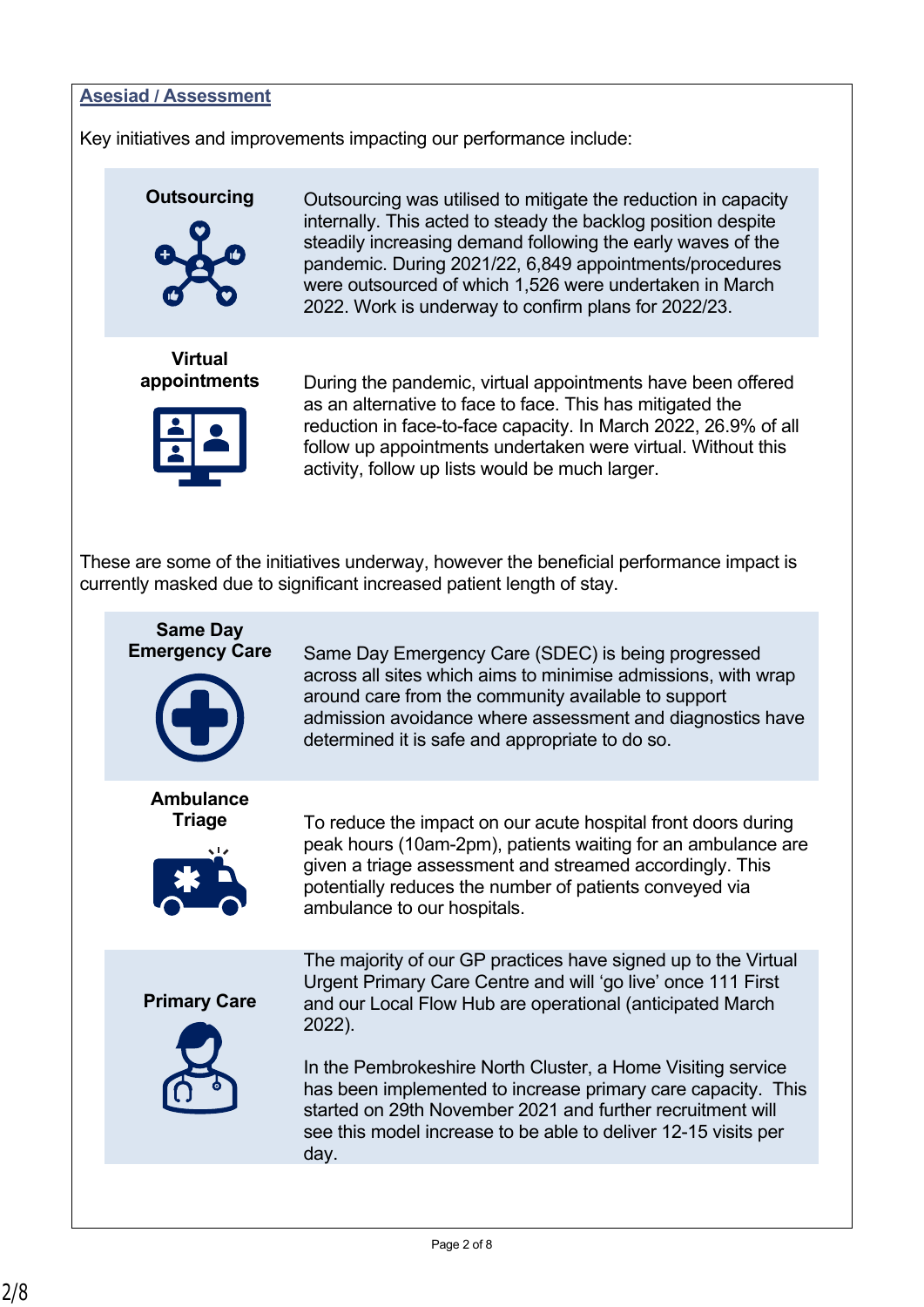## Asesiad / Assessment

Key initiatives and improvements impacting our performance include:

**Outsourcing**

Outsourcing was utilised to mitigate the reduction in capacity internally. This acted to steady the backlog position despite steadily increasing demand following the early waves of the pandemic. During 2021/22, 6,849 appointments/procedures were outsourced of which 1,526 were undertaken in March 2022. Work is underway to confirm plans for 2022/23.

**Virtual appointments**

During the pandemic, virtual appointments have been offered as an alternative to face to face. This has mitigated the reduction in face-to-face capacity. In March 2022, 26.9% of all follow up appointments undertaken were virtual. Without this activity, follow up lists would be much larger.

These are some of the initiatives underway, however the beneficial performance impact is currently masked due to significant increased patient length of stay.

**Same Day Emergency Care**

Same Day Emergency Care (SDEC) is being progressed across all sites which aims to minimise admissions, with wrap around care from the community available to support admission avoidance where assessment and diagnostics have determined it is safe and appropriate to do so.

**Ambulance Triage**

To reduce the impact on our acute hospital front doors during peak hours (10am-2pm), patients waiting for an ambulance are given a triage assessment and streamed accordingly. This potentially reduces the number of patients conveyed via ambulance to our hospitals.

**Primary Care**

The majority of our GP practices have signed up to the Virtual Urgent Primary Care Centre and will 'go live' once 111 First and our Local Flow Hub are operational (anticipated March 2022).

In the Pembrokeshire North Cluster, a Home Visiting service has been implemented to increase primary care capacity. This started on 29th November 2021 and further recruitment will see this model increase to be able to deliver 12-15 visits per day.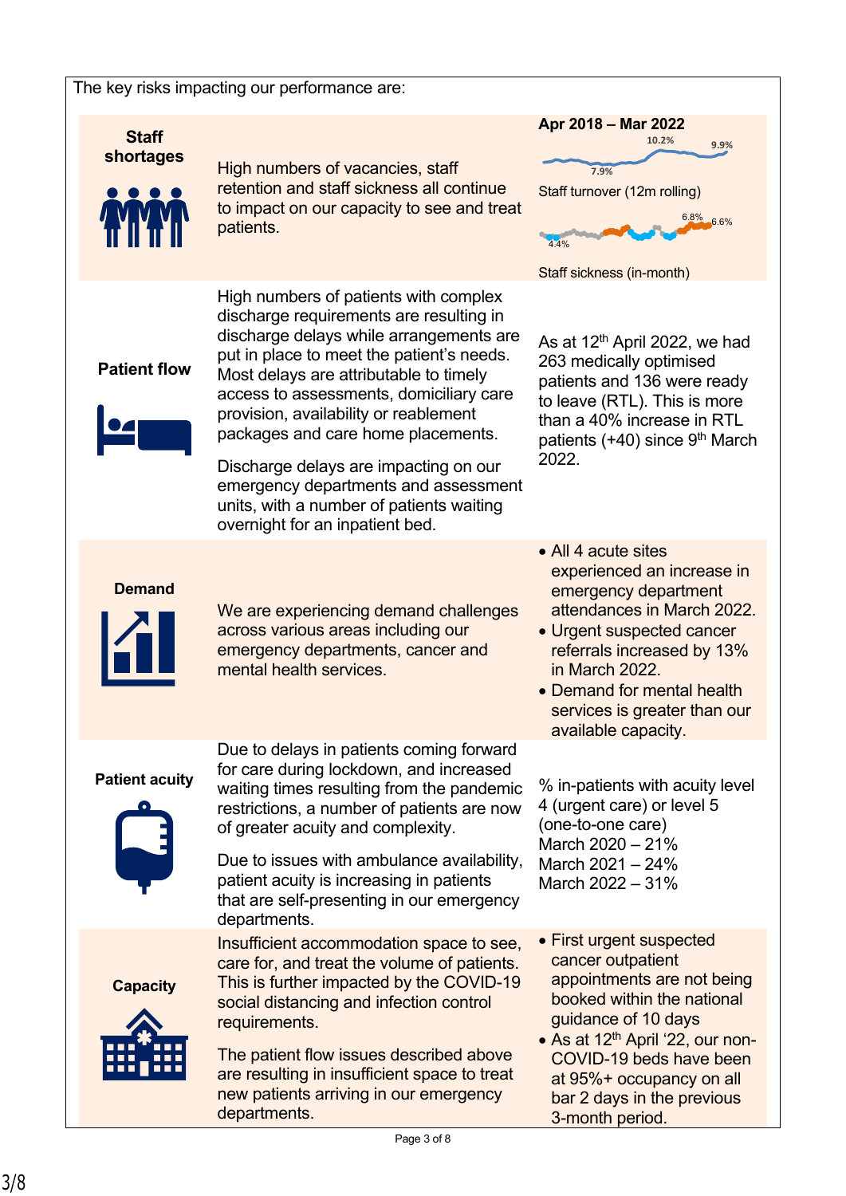The key risks impacting our performance are:

| Risk | Description | Evidence |
|---|---|---|
| **Staff shortages** | High numbers of vacancies, staff retention and staff sickness all continue to impact on our capacity to see and treat patients. | **Apr 2018 – Mar 2022**<br>10.2% 9.9% 7.9%<br>Staff turnover (12m rolling)<br>6.8% 6.6% 4.4%<br>Staff sickness (in-month) |
| **Patient flow** | High numbers of patients with complex discharge requirements are resulting in discharge delays while arrangements are put in place to meet the patient's needs. Most delays are attributable to timely access to assessments, domiciliary care provision, availability or reablement packages and care home placements.<br><br>Discharge delays are impacting on our emergency departments and assessment units, with a number of patients waiting overnight for an inpatient bed. | As at 12th April 2022, we had 263 medically optimised patients and 136 were ready to leave (RTL). This is more than a 40% increase in RTL patients (+40) since 9th March 2022. |
| **Demand** | We are experiencing demand challenges across various areas including our emergency departments, cancer and mental health services. | • All 4 acute sites experienced an increase in emergency department attendances in March 2022.<br>• Urgent suspected cancer referrals increased by 13% in March 2022.<br>• Demand for mental health services is greater than our available capacity. |
| **Patient acuity** | Due to delays in patients coming forward for care during lockdown, and increased waiting times resulting from the pandemic restrictions, a number of patients are now of greater acuity and complexity.<br><br>Due to issues with ambulance availability, patient acuity is increasing in patients that are self-presenting in our emergency departments. | % in-patients with acuity level 4 (urgent care) or level 5 (one-to-one care)<br>March 2020 – 21%<br>March 2021 – 24%<br>March 2022 – 31% |
| **Capacity** | Insufficient accommodation space to see, care for, and treat the volume of patients. This is further impacted by the COVID-19 social distancing and infection control requirements.<br><br>The patient flow issues described above are resulting in insufficient space to treat new patients arriving in our emergency departments. | • First urgent suspected cancer outpatient appointments are not being booked within the national guidance of 10 days<br>• As at 12th April '22, our non-COVID-19 beds have been at 95%+ occupancy on all bar 2 days in the previous 3-month period. |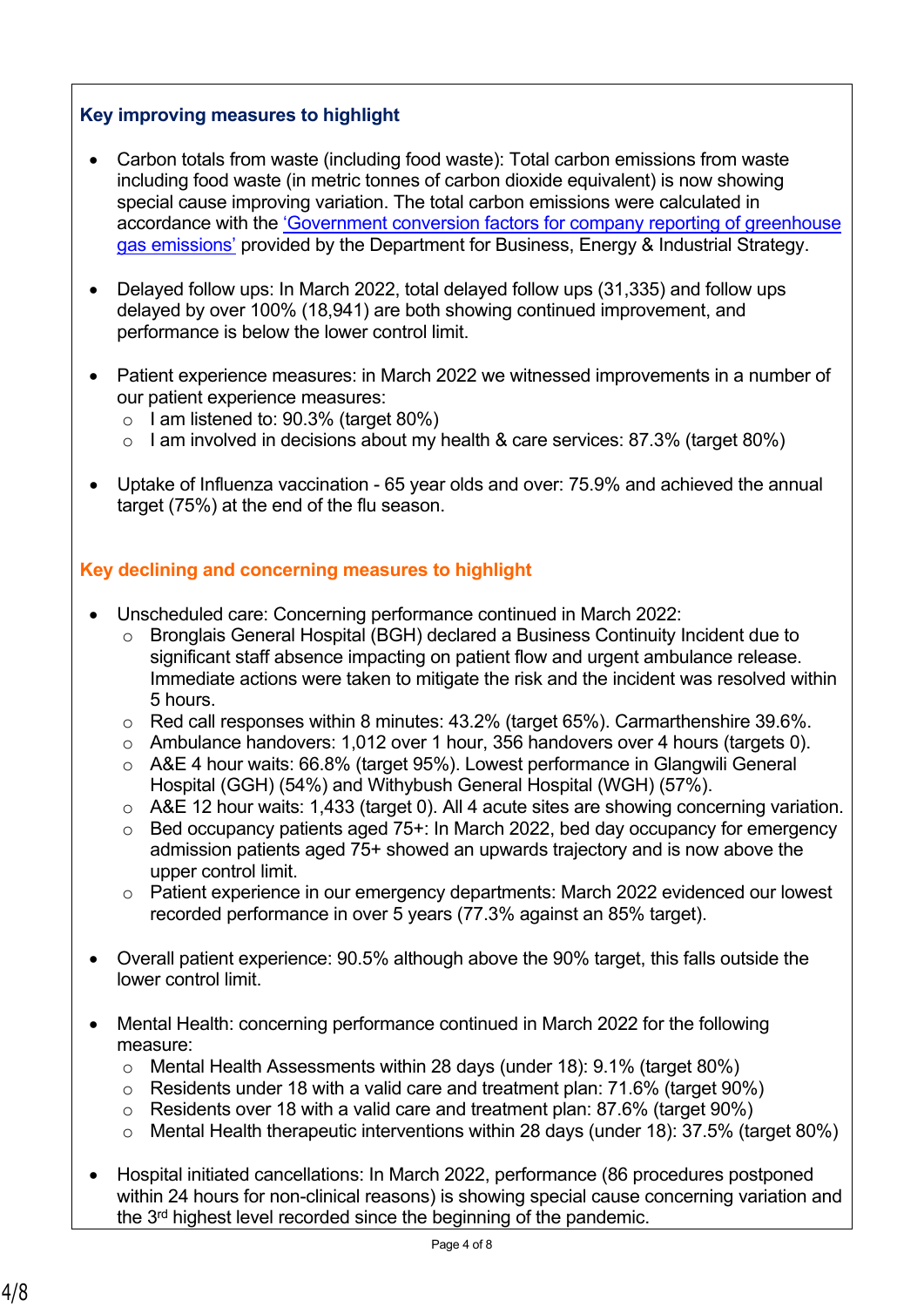### Key improving measures to highlight

- Carbon totals from waste (including food waste): Total carbon emissions from waste including food waste (in metric tonnes of carbon dioxide equivalent) is now showing special cause improving variation. The total carbon emissions were calculated in accordance with the 'Government conversion factors for company reporting of greenhouse gas emissions' provided by the Department for Business, Energy & Industrial Strategy.

- Delayed follow ups: In March 2022, total delayed follow ups (31,335) and follow ups delayed by over 100% (18,941) are both showing continued improvement, and performance is below the lower control limit.

- Patient experience measures: in March 2022 we witnessed improvements in a number of our patient experience measures:
  - I am listened to: 90.3% (target 80%)
  - I am involved in decisions about my health & care services: 87.3% (target 80%)

- Uptake of Influenza vaccination - 65 year olds and over: 75.9% and achieved the annual target (75%) at the end of the flu season.

### Key declining and concerning measures to highlight

- Unscheduled care: Concerning performance continued in March 2022:
  - Bronglais General Hospital (BGH) declared a Business Continuity Incident due to significant staff absence impacting on patient flow and urgent ambulance release. Immediate actions were taken to mitigate the risk and the incident was resolved within 5 hours.
  - Red call responses within 8 minutes: 43.2% (target 65%). Carmarthenshire 39.6%.
  - Ambulance handovers: 1,012 over 1 hour, 356 handovers over 4 hours (targets 0).
  - A&E 4 hour waits: 66.8% (target 95%). Lowest performance in Glangwili General Hospital (GGH) (54%) and Withybush General Hospital (WGH) (57%).
  - A&E 12 hour waits: 1,433 (target 0). All 4 acute sites are showing concerning variation.
  - Bed occupancy patients aged 75+: In March 2022, bed day occupancy for emergency admission patients aged 75+ showed an upwards trajectory and is now above the upper control limit.
  - Patient experience in our emergency departments: March 2022 evidenced our lowest recorded performance in over 5 years (77.3% against an 85% target).

- Overall patient experience: 90.5% although above the 90% target, this falls outside the lower control limit.

- Mental Health: concerning performance continued in March 2022 for the following measure:
  - Mental Health Assessments within 28 days (under 18): 9.1% (target 80%)
  - Residents under 18 with a valid care and treatment plan: 71.6% (target 90%)
  - Residents over 18 with a valid care and treatment plan: 87.6% (target 90%)
  - Mental Health therapeutic interventions within 28 days (under 18): 37.5% (target 80%)

- Hospital initiated cancellations: In March 2022, performance (86 procedures postponed within 24 hours for non-clinical reasons) is showing special cause concerning variation and the 3rd highest level recorded since the beginning of the pandemic.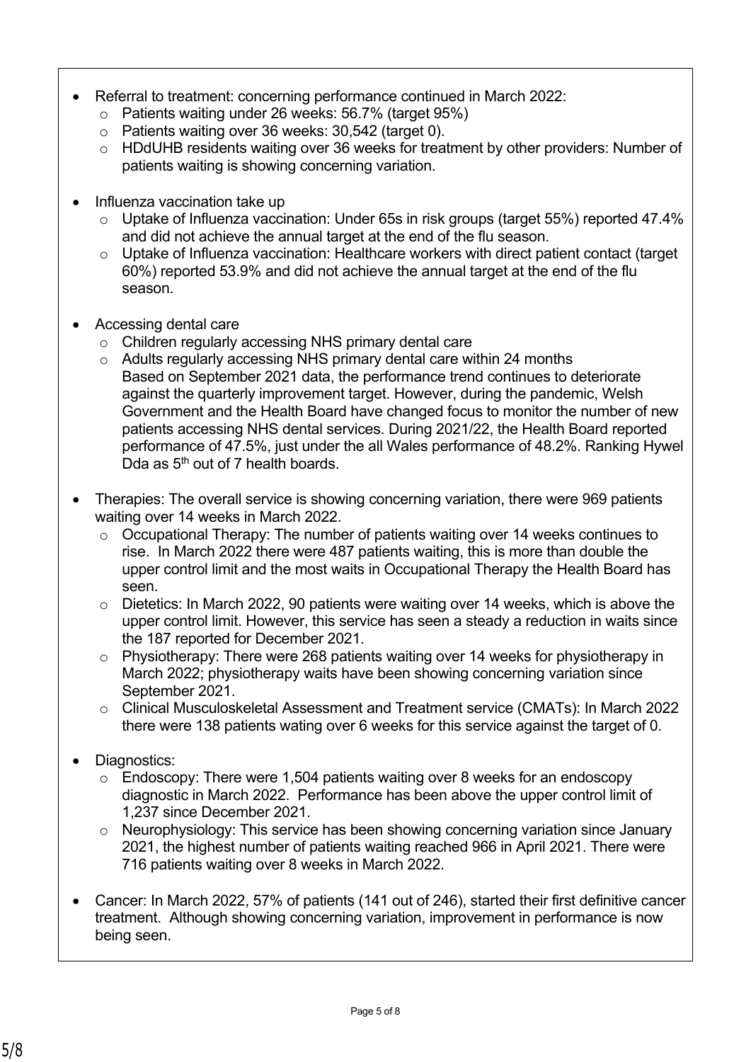- Referral to treatment: concerning performance continued in March 2022:
  - Patients waiting under 26 weeks: 56.7% (target 95%)
  - Patients waiting over 36 weeks: 30,542 (target 0).
  - HDdUHB residents waiting over 36 weeks for treatment by other providers: Number of patients waiting is showing concerning variation.

- Influenza vaccination take up
  - Uptake of Influenza vaccination: Under 65s in risk groups (target 55%) reported 47.4% and did not achieve the annual target at the end of the flu season.
  - Uptake of Influenza vaccination: Healthcare workers with direct patient contact (target 60%) reported 53.9% and did not achieve the annual target at the end of the flu season.

- Accessing dental care
  - Children regularly accessing NHS primary dental care
  - Adults regularly accessing NHS primary dental care within 24 months
    Based on September 2021 data, the performance trend continues to deteriorate against the quarterly improvement target. However, during the pandemic, Welsh Government and the Health Board have changed focus to monitor the number of new patients accessing NHS dental services. During 2021/22, the Health Board reported performance of 47.5%, just under the all Wales performance of 48.2%. Ranking Hywel Dda as 5th out of 7 health boards.

- Therapies: The overall service is showing concerning variation, there were 969 patients waiting over 14 weeks in March 2022.
  - Occupational Therapy: The number of patients waiting over 14 weeks continues to rise. In March 2022 there were 487 patients waiting, this is more than double the upper control limit and the most waits in Occupational Therapy the Health Board has seen.
  - Dietetics: In March 2022, 90 patients were waiting over 14 weeks, which is above the upper control limit. However, this service has seen a steady a reduction in waits since the 187 reported for December 2021.
  - Physiotherapy: There were 268 patients waiting over 14 weeks for physiotherapy in March 2022; physiotherapy waits have been showing concerning variation since September 2021.
  - Clinical Musculoskeletal Assessment and Treatment service (CMATs): In March 2022 there were 138 patients wating over 6 weeks for this service against the target of 0.

- Diagnostics:
  - Endoscopy: There were 1,504 patients waiting over 8 weeks for an endoscopy diagnostic in March 2022. Performance has been above the upper control limit of 1,237 since December 2021.
  - Neurophysiology: This service has been showing concerning variation since January 2021, the highest number of patients waiting reached 966 in April 2021. There were 716 patients waiting over 8 weeks in March 2022.

- Cancer: In March 2022, 57% of patients (141 out of 246), started their first definitive cancer treatment. Although showing concerning variation, improvement in performance is now being seen.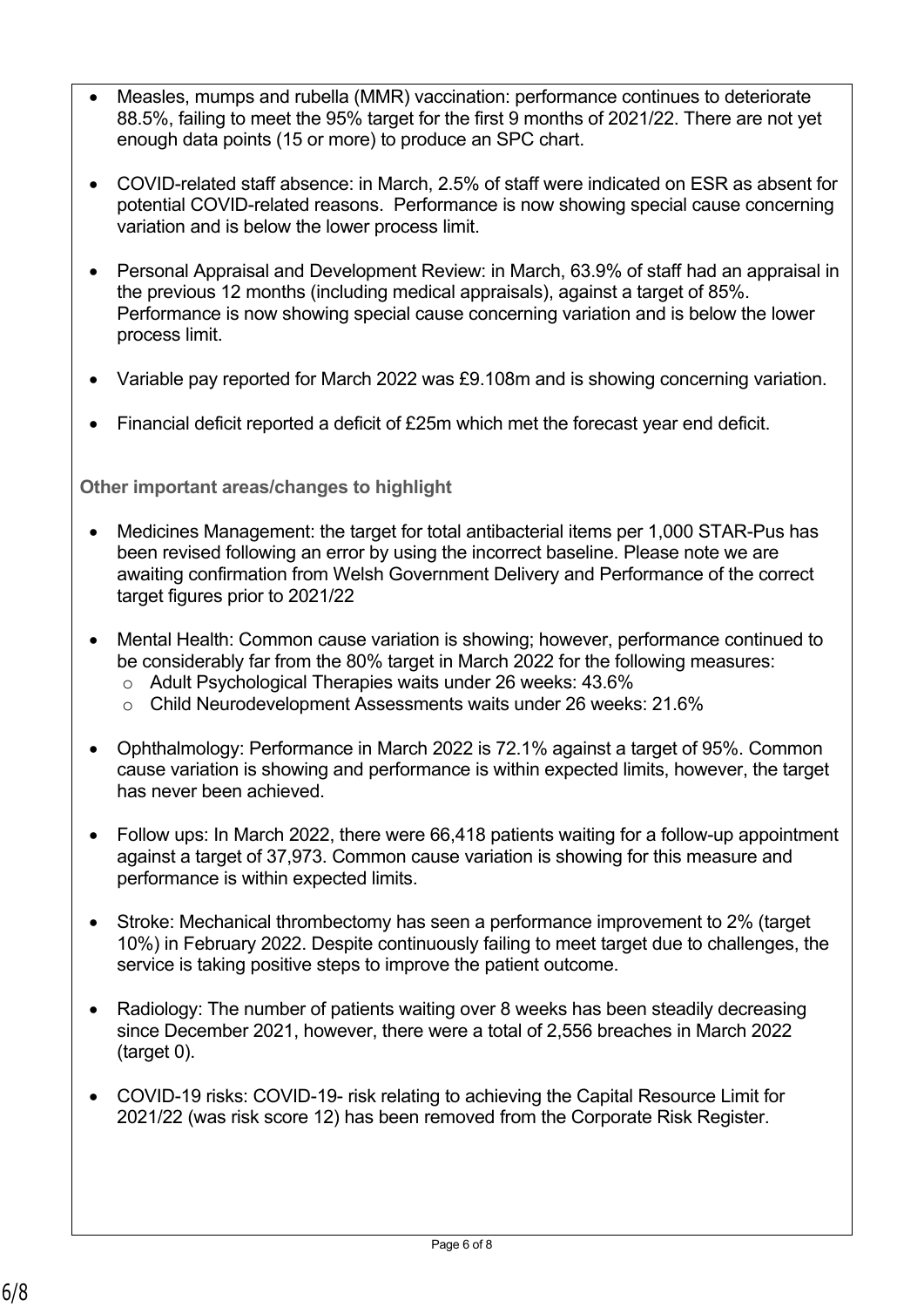- Measles, mumps and rubella (MMR) vaccination: performance continues to deteriorate 88.5%, failing to meet the 95% target for the first 9 months of 2021/22. There are not yet enough data points (15 or more) to produce an SPC chart.

- COVID-related staff absence: in March, 2.5% of staff were indicated on ESR as absent for potential COVID-related reasons. Performance is now showing special cause concerning variation and is below the lower process limit.

- Personal Appraisal and Development Review: in March, 63.9% of staff had an appraisal in the previous 12 months (including medical appraisals), against a target of 85%. Performance is now showing special cause concerning variation and is below the lower process limit.

- Variable pay reported for March 2022 was £9.108m and is showing concerning variation.

- Financial deficit reported a deficit of £25m which met the forecast year end deficit.

**Other important areas/changes to highlight**

- Medicines Management: the target for total antibacterial items per 1,000 STAR-Pus has been revised following an error by using the incorrect baseline. Please note we are awaiting confirmation from Welsh Government Delivery and Performance of the correct target figures prior to 2021/22

- Mental Health: Common cause variation is showing; however, performance continued to be considerably far from the 80% target in March 2022 for the following measures:
  - Adult Psychological Therapies waits under 26 weeks: 43.6%
  - Child Neurodevelopment Assessments waits under 26 weeks: 21.6%

- Ophthalmology: Performance in March 2022 is 72.1% against a target of 95%. Common cause variation is showing and performance is within expected limits, however, the target has never been achieved.

- Follow ups: In March 2022, there were 66,418 patients waiting for a follow-up appointment against a target of 37,973. Common cause variation is showing for this measure and performance is within expected limits.

- Stroke: Mechanical thrombectomy has seen a performance improvement to 2% (target 10%) in February 2022. Despite continuously failing to meet target due to challenges, the service is taking positive steps to improve the patient outcome.

- Radiology: The number of patients waiting over 8 weeks has been steadily decreasing since December 2021, however, there were a total of 2,556 breaches in March 2022 (target 0).

- COVID-19 risks: COVID-19- risk relating to achieving the Capital Resource Limit for 2021/22 (was risk score 12) has been removed from the Corporate Risk Register.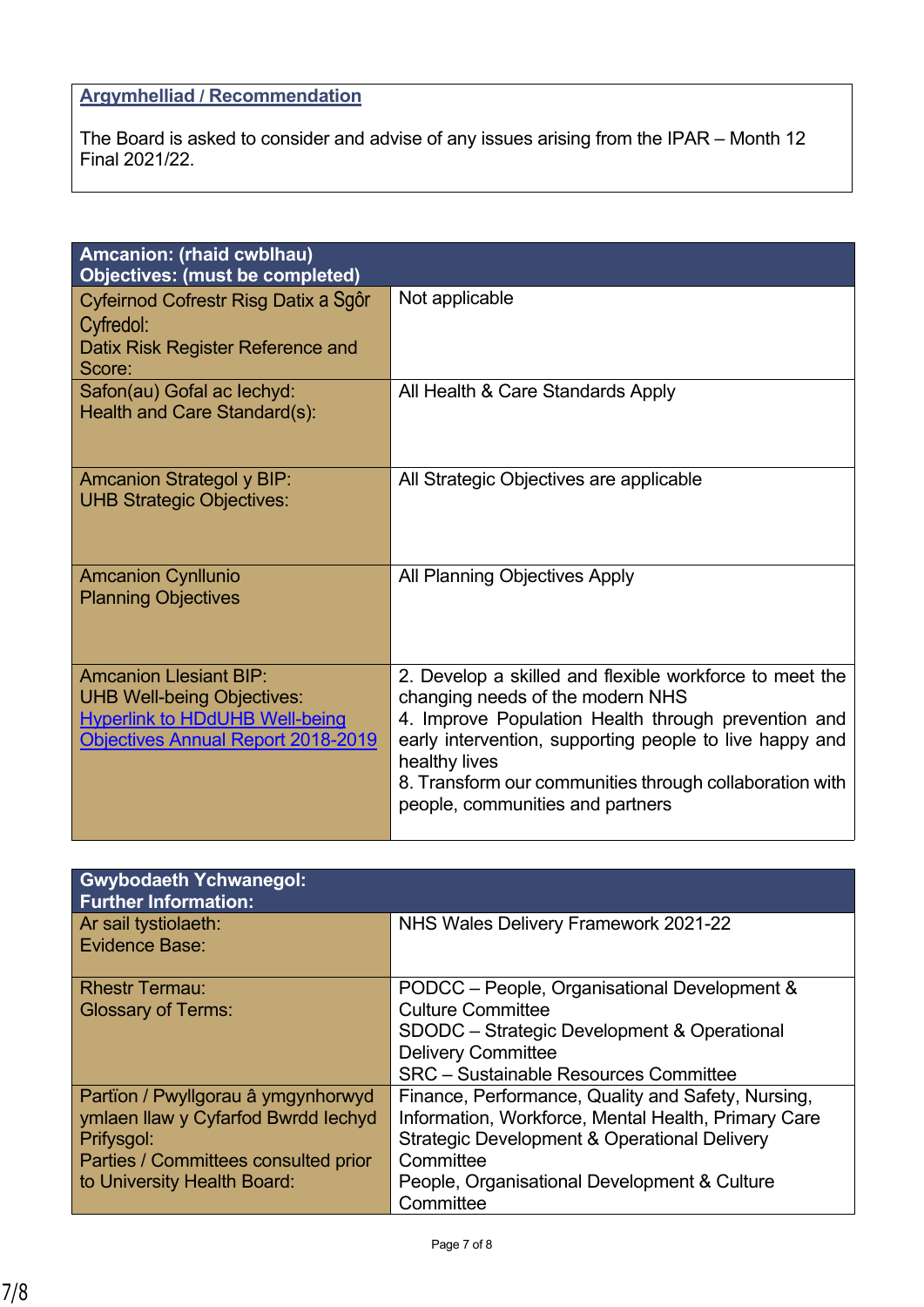**Argymhelliad / Recommendation**

The Board is asked to consider and advise of any issues arising from the IPAR – Month 12 Final 2021/22.

| **Amcanion: (rhaid cwblhau)<br>Objectives: (must be completed)** | |
|---|---|
| Cyfeirnod Cofrestr Risg Datix a Sgôr Cyfredol:<br>Datix Risk Register Reference and Score: | Not applicable |
| Safon(au) Gofal ac Iechyd:<br>Health and Care Standard(s): | All Health & Care Standards Apply |
| Amcanion Strategol y BIP:<br>UHB Strategic Objectives: | All Strategic Objectives are applicable |
| Amcanion Cynllunio<br>Planning Objectives | All Planning Objectives Apply |
| Amcanion Llesiant BIP:<br>UHB Well-being Objectives:<br>Hyperlink to HDdUHB Well-being Objectives Annual Report 2018-2019 | 2. Develop a skilled and flexible workforce to meet the changing needs of the modern NHS<br>4. Improve Population Health through prevention and early intervention, supporting people to live happy and healthy lives<br>8. Transform our communities through collaboration with people, communities and partners |

| **Gwybodaeth Ychwanegol:<br>Further Information:** | |
|---|---|
| Ar sail tystiolaeth:<br>Evidence Base: | NHS Wales Delivery Framework 2021-22 |
| Rhestr Termau:<br>Glossary of Terms: | PODCC – People, Organisational Development & Culture Committee<br>SDODC – Strategic Development & Operational Delivery Committee<br>SRC – Sustainable Resources Committee |
| Partïon / Pwyllgorau â ymgynhorwyd ymlaen llaw y Cyfarfod Bwrdd Iechyd Prifysgol:<br>Parties / Committees consulted prior to University Health Board: | Finance, Performance, Quality and Safety, Nursing, Information, Workforce, Mental Health, Primary Care<br>Strategic Development & Operational Delivery Committee<br>People, Organisational Development & Culture Committee |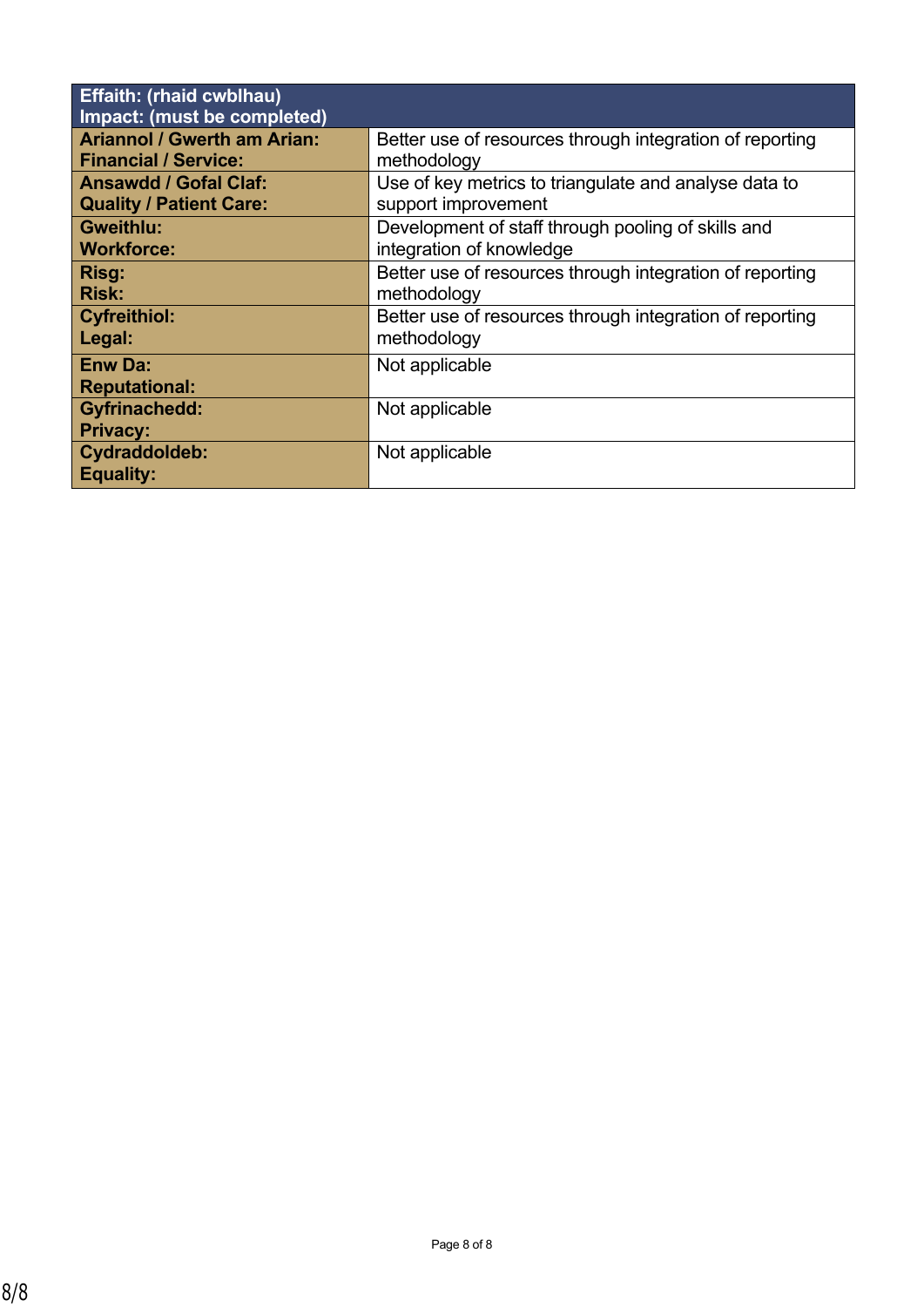| Effaith: (rhaid cwblhau)<br>Impact: (must be completed) | |
|---|---|
| **Ariannol / Gwerth am Arian:<br>Financial / Service:** | Better use of resources through integration of reporting methodology |
| **Ansawdd / Gofal Claf:<br>Quality / Patient Care:** | Use of key metrics to triangulate and analyse data to support improvement |
| **Gweithlu:<br>Workforce:** | Development of staff through pooling of skills and integration of knowledge |
| **Risg:<br>Risk:** | Better use of resources through integration of reporting methodology |
| **Cyfreithiol:<br>Legal:** | Better use of resources through integration of reporting methodology |
| **Enw Da:<br>Reputational:** | Not applicable |
| **Gyfrinachedd:<br>Privacy:** | Not applicable |
| **Cydraddoldeb:<br>Equality:** | Not applicable |